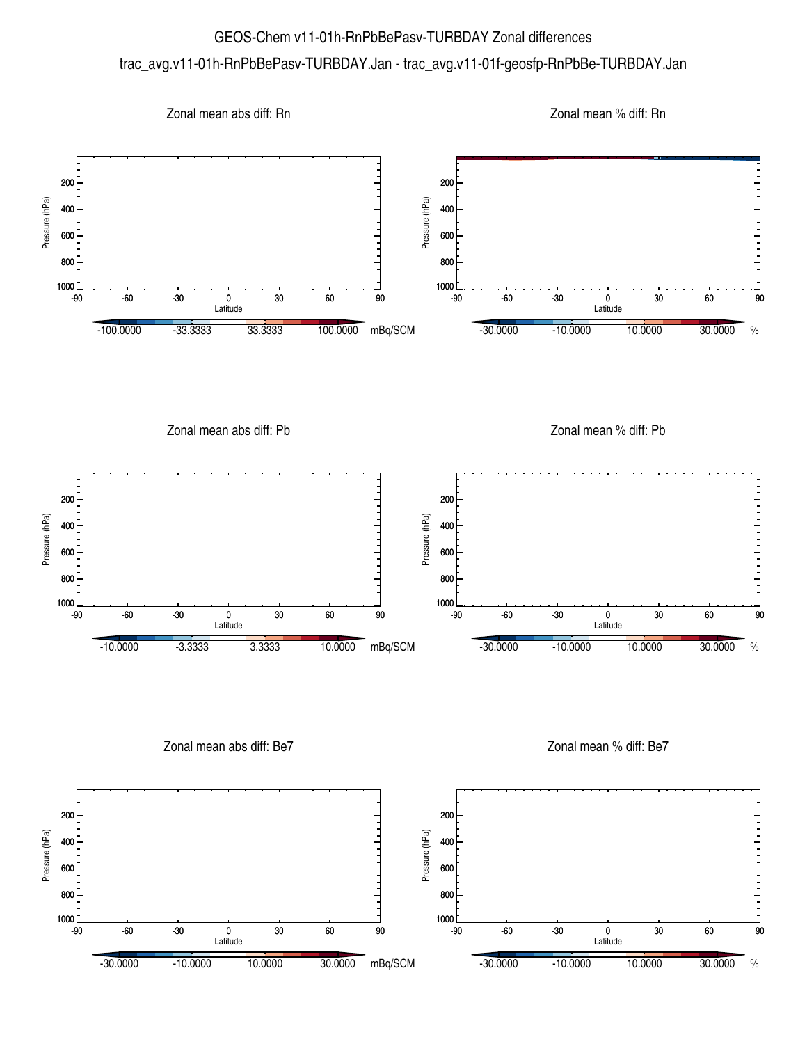# GEOS-Chem v11-01h-RnPbBePasv-TURBDAY Zonal differences

## trac_avg.v11-01h-RnPbBePasv-TURBDAY.Jan - trac_avg.v11-01f-geosfp-RnPbBe-TURBDAY.Jan

### Zonal mean abs diff: Rn

Pressure (hPa): 200, 400, 600, 800, 1000

Latitude: -90, -60, -30, 0, 30, 60, 90

-100.0000 -33.3333 33.3333 100.0000 mBq/SCM

### Zonal mean % diff: Rn

Pressure (hPa): 200, 400, 600, 800, 1000

Latitude: -90, -60, -30, 0, 30, 60, 90

-30.0000 -10.0000 10.0000 30.0000 %

### Zonal mean abs diff: Pb

Pressure (hPa): 200, 400, 600, 800, 1000

Latitude: -90, -60, -30, 0, 30, 60, 90

-10.0000 -3.3333 3.3333 10.0000 mBq/SCM

### Zonal mean % diff: Pb

Pressure (hPa): 200, 400, 600, 800, 1000

Latitude: -90, -60, -30, 0, 30, 60, 90

-30.0000 -10.0000 10.0000 30.0000 %

### Zonal mean abs diff: Be7

Pressure (hPa): 200, 400, 600, 800, 1000

Latitude: -90, -60, -30, 0, 30, 60, 90

-30.0000 -10.0000 10.0000 30.0000 mBq/SCM

### Zonal mean % diff: Be7

Pressure (hPa): 200, 400, 600, 800, 1000

Latitude: -90, -60, -30, 0, 30, 60, 90

-30.0000 -10.0000 10.0000 30.0000 %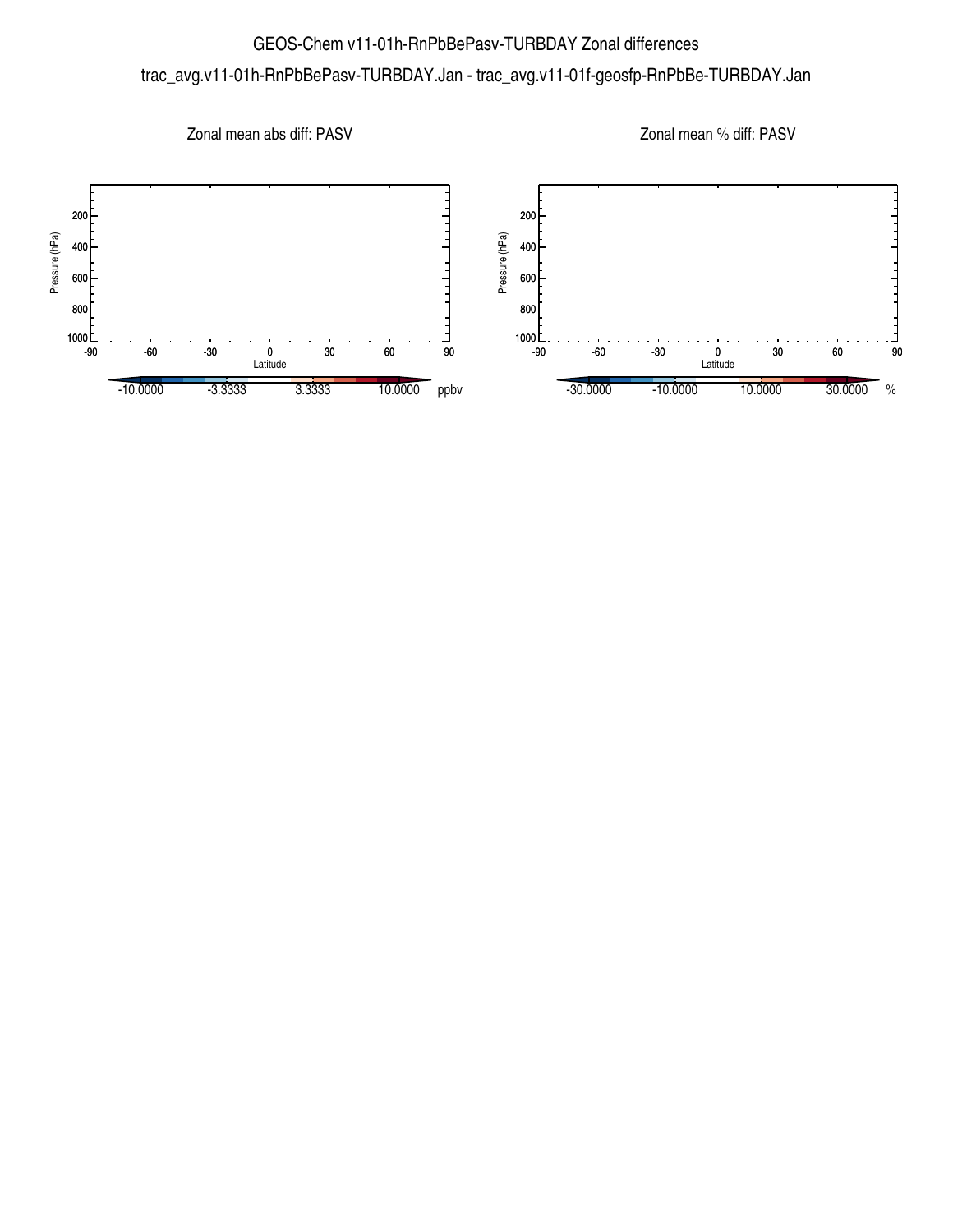# GEOS-Chem v11-01h-RnPbBePasv-TURBDAY Zonal differences

trac_avg.v11-01h-RnPbBePasv-TURBDAY.Jan - trac_avg.v11-01f-geosfp-RnPbBe-TURBDAY.Jan

Zonal mean abs diff: PASV

Pressure (hPa)

200
400
600
800
1000

-90 -60 -30 0 30 60 90

Latitude

-10.0000 -3.3333 3.3333 10.0000 ppbv

Zonal mean % diff: PASV

Pressure (hPa)

200
400
600
800
1000

-90 -60 -30 0 30 60 90

Latitude

-30.0000 -10.0000 10.0000 30.0000 %